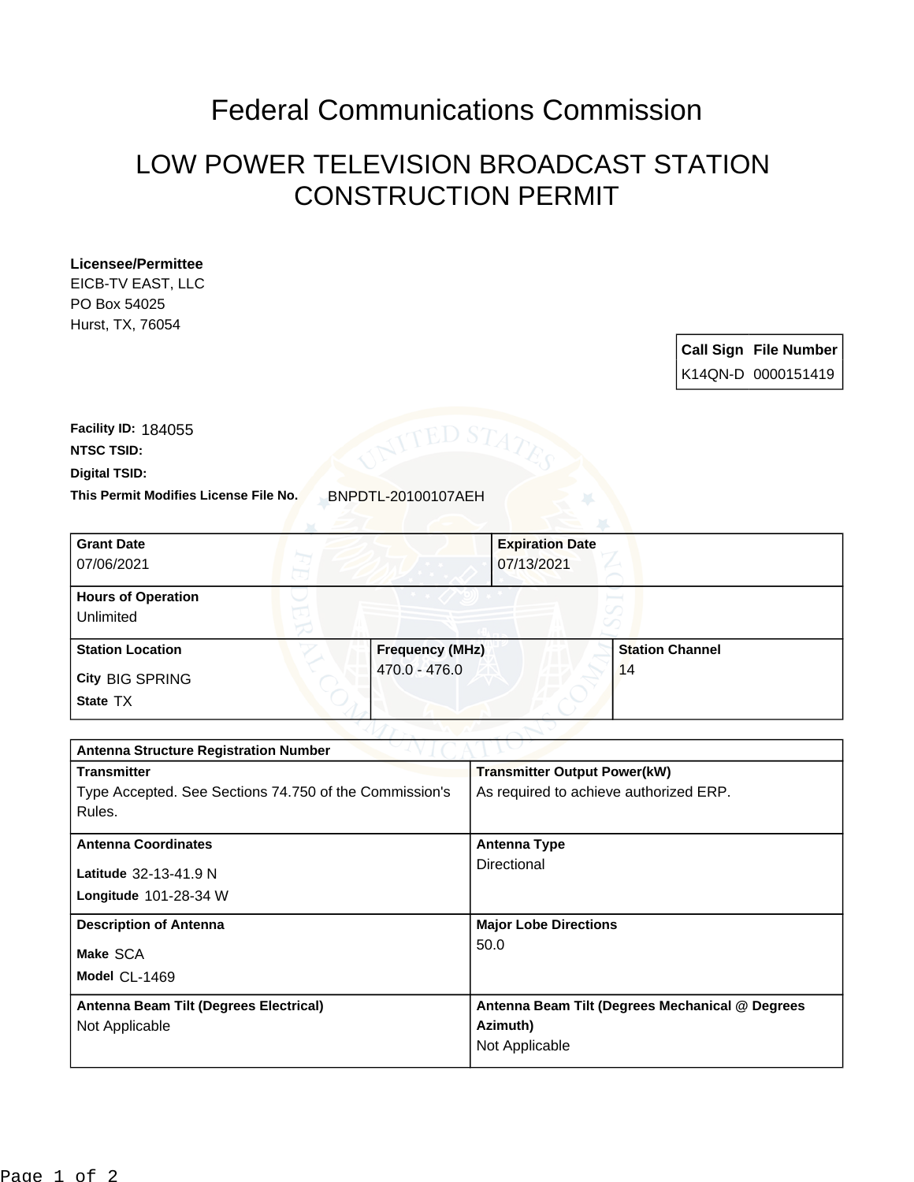# Federal Communications Commission

## LOW POWER TELEVISION BROADCAST STATION CONSTRUCTION PERMIT

**Licensee/Permittee**
EICB-TV EAST, LLC
PO Box 54025
Hurst, TX, 76054

| Call Sign | File Number |
|---|---|
| K14QN-D | 0000151419 |

**Facility ID:** 184055
**NTSC TSID:**
**Digital TSID:**
**This Permit Modifies License File No.** BNPDTL-20100107AEH

| **Grant Date** | | **Expiration Date** |
|---|---|---|
| 07/06/2021 | | 07/13/2021 |
| **Hours of Operation** | | |
| Unlimited | | |
| **Station Location** | **Frequency (MHz)** | **Station Channel** |
| **City** BIG SPRING<br>**State** TX | 470.0 - 476.0 | 14 |

| **Antenna Structure Registration Number** | |
|---|---|
| **Transmitter**<br>Type Accepted. See Sections 74.750 of the Commission's Rules. | **Transmitter Output Power(kW)**<br>As required to achieve authorized ERP. |
| **Antenna Coordinates**<br>**Latitude** 32-13-41.9 N<br>**Longitude** 101-28-34 W | **Antenna Type**<br>Directional |
| **Description of Antenna**<br>**Make** SCA<br>**Model** CL-1469 | **Major Lobe Directions**<br>50.0 |
| **Antenna Beam Tilt (Degrees Electrical)**<br>Not Applicable | **Antenna Beam Tilt (Degrees Mechanical @ Degrees Azimuth)**<br>Not Applicable |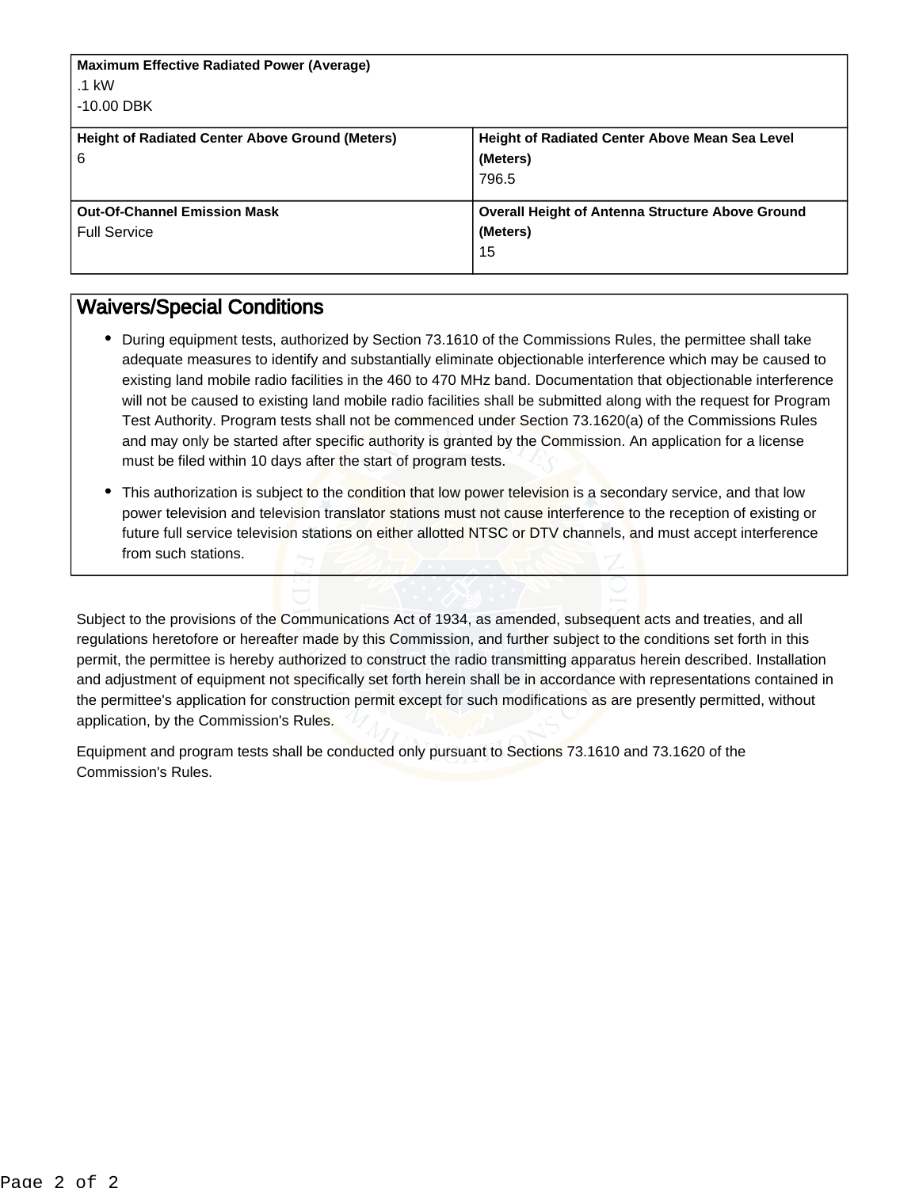| | |
|---|---|
| **Maximum Effective Radiated Power (Average)**<br>.1 kW<br>-10.00 DBK | |
| **Height of Radiated Center Above Ground (Meters)**<br>6 | **Height of Radiated Center Above Mean Sea Level (Meters)**<br>796.5 |
| **Out-Of-Channel Emission Mask**<br>Full Service | **Overall Height of Antenna Structure Above Ground (Meters)**<br>15 |

## Waivers/Special Conditions

- During equipment tests, authorized by Section 73.1610 of the Commissions Rules, the permittee shall take adequate measures to identify and substantially eliminate objectionable interference which may be caused to existing land mobile radio facilities in the 460 to 470 MHz band. Documentation that objectionable interference will not be caused to existing land mobile radio facilities shall be submitted along with the request for Program Test Authority. Program tests shall not be commenced under Section 73.1620(a) of the Commissions Rules and may only be started after specific authority is granted by the Commission. An application for a license must be filed within 10 days after the start of program tests.
- This authorization is subject to the condition that low power television is a secondary service, and that low power television and television translator stations must not cause interference to the reception of existing or future full service television stations on either allotted NTSC or DTV channels, and must accept interference from such stations.

Subject to the provisions of the Communications Act of 1934, as amended, subsequent acts and treaties, and all regulations heretofore or hereafter made by this Commission, and further subject to the conditions set forth in this permit, the permittee is hereby authorized to construct the radio transmitting apparatus herein described. Installation and adjustment of equipment not specifically set forth herein shall be in accordance with representations contained in the permittee's application for construction permit except for such modifications as are presently permitted, without application, by the Commission's Rules.

Equipment and program tests shall be conducted only pursuant to Sections 73.1610 and 73.1620 of the Commission's Rules.